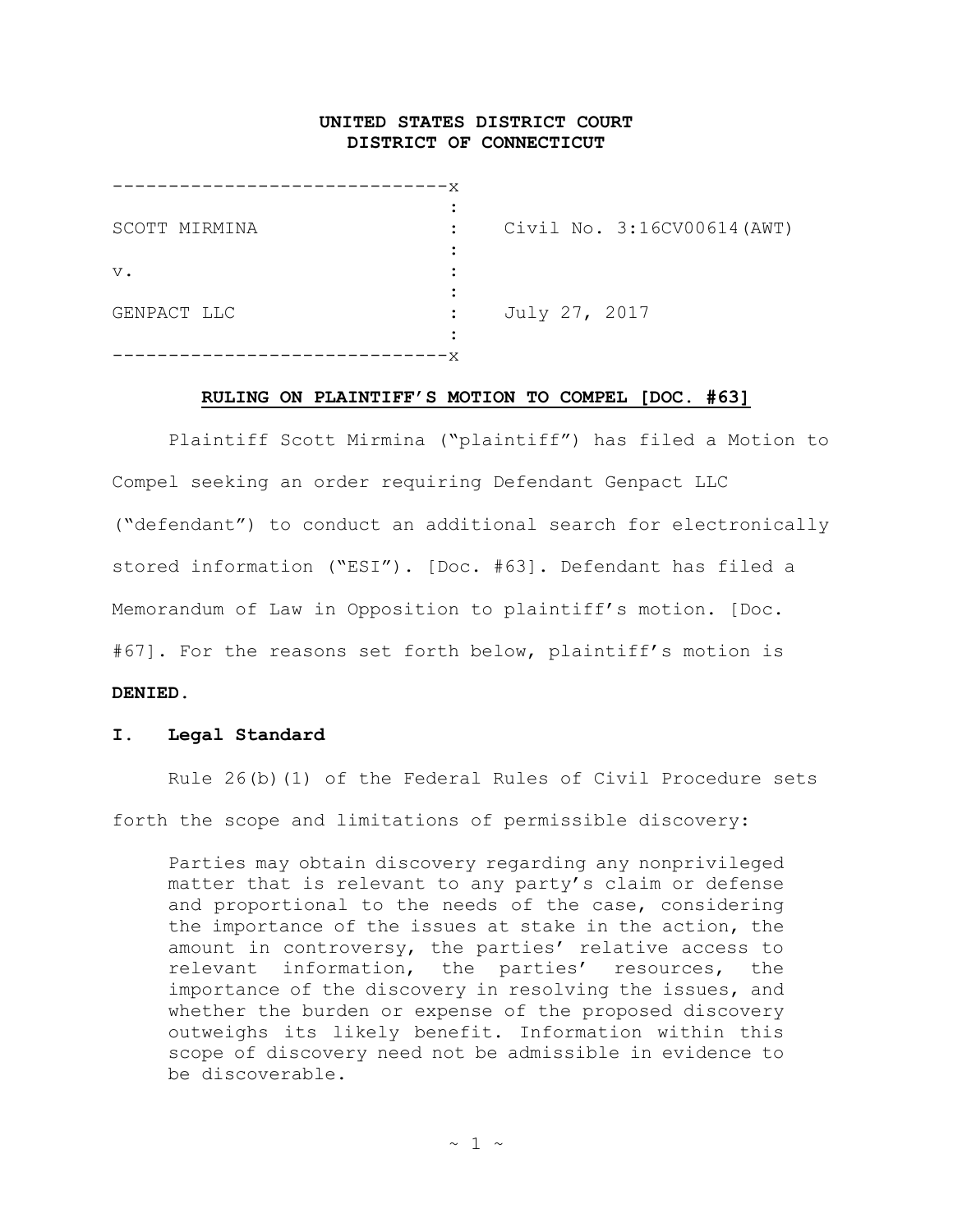**UNITED STATES DISTRICT COURT**
**DISTRICT OF CONNECTICUT**

```
------------------------------x
                              :
SCOTT MIRMINA                 :    Civil No. 3:16CV00614(AWT)
                              :
v.                            :
                              :
GENPACT LLC                   :    July 27, 2017
                              :
------------------------------x
```

**RULING ON PLAINTIFF'S MOTION TO COMPEL [DOC. #63]**

Plaintiff Scott Mirmina ("plaintiff") has filed a Motion to Compel seeking an order requiring Defendant Genpact LLC ("defendant") to conduct an additional search for electronically stored information ("ESI"). [Doc. #63]. Defendant has filed a Memorandum of Law in Opposition to plaintiff's motion. [Doc. #67]. For the reasons set forth below, plaintiff's motion is **DENIED.**

## I. Legal Standard

Rule 26(b)(1) of the Federal Rules of Civil Procedure sets forth the scope and limitations of permissible discovery:

> Parties may obtain discovery regarding any nonprivileged matter that is relevant to any party's claim or defense and proportional to the needs of the case, considering the importance of the issues at stake in the action, the amount in controversy, the parties' relative access to relevant information, the parties' resources, the importance of the discovery in resolving the issues, and whether the burden or expense of the proposed discovery outweighs its likely benefit. Information within this scope of discovery need not be admissible in evidence to be discoverable.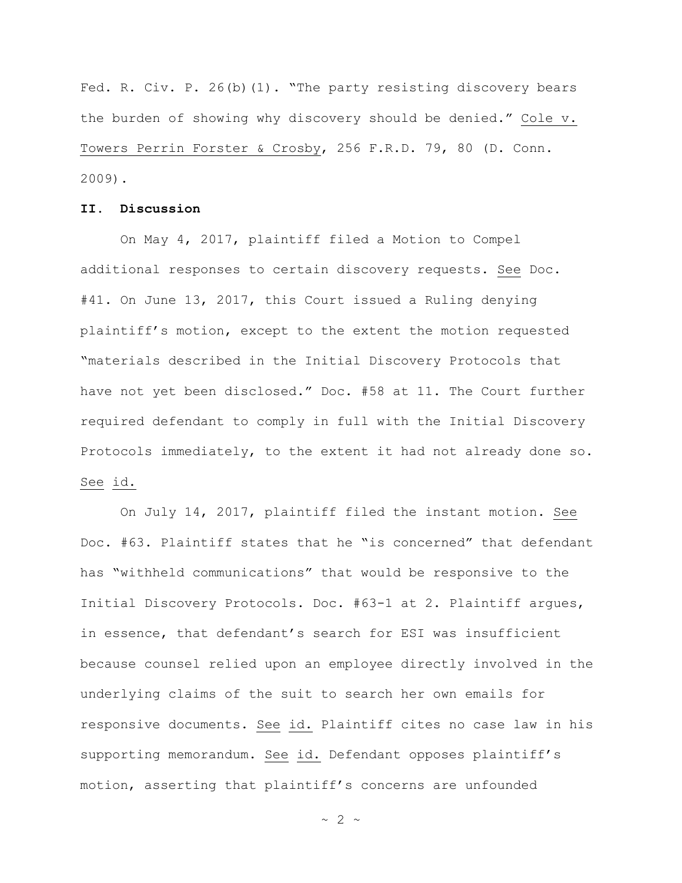Fed. R. Civ. P. 26(b)(1). "The party resisting discovery bears the burden of showing why discovery should be denied." Cole v. Towers Perrin Forster & Crosby, 256 F.R.D. 79, 80 (D. Conn. 2009).

**II. Discussion**

On May 4, 2017, plaintiff filed a Motion to Compel additional responses to certain discovery requests. See Doc. #41. On June 13, 2017, this Court issued a Ruling denying plaintiff's motion, except to the extent the motion requested "materials described in the Initial Discovery Protocols that have not yet been disclosed." Doc. #58 at 11. The Court further required defendant to comply in full with the Initial Discovery Protocols immediately, to the extent it had not already done so. See id.

On July 14, 2017, plaintiff filed the instant motion. See Doc. #63. Plaintiff states that he "is concerned" that defendant has "withheld communications" that would be responsive to the Initial Discovery Protocols. Doc. #63-1 at 2. Plaintiff argues, in essence, that defendant's search for ESI was insufficient because counsel relied upon an employee directly involved in the underlying claims of the suit to search her own emails for responsive documents. See id. Plaintiff cites no case law in his supporting memorandum. See id. Defendant opposes plaintiff's motion, asserting that plaintiff's concerns are unfounded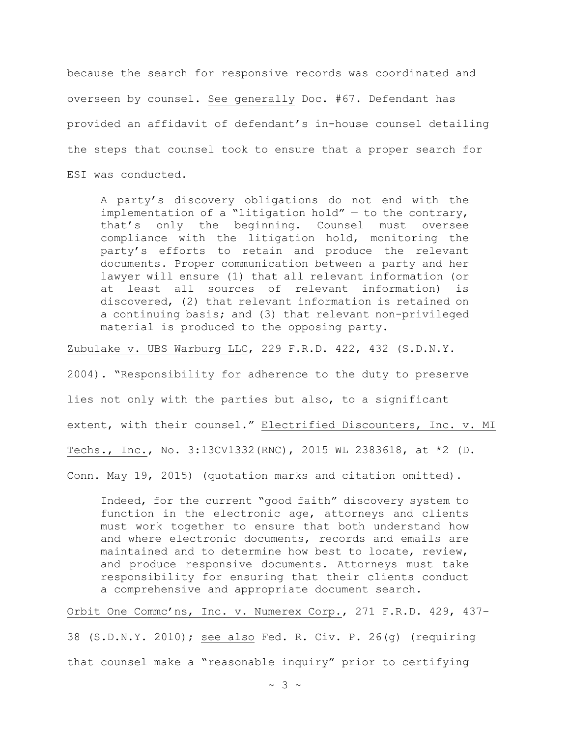because the search for responsive records was coordinated and overseen by counsel. See generally Doc. #67. Defendant has provided an affidavit of defendant's in-house counsel detailing the steps that counsel took to ensure that a proper search for ESI was conducted.

> A party's discovery obligations do not end with the implementation of a "litigation hold" — to the contrary, that's only the beginning. Counsel must oversee compliance with the litigation hold, monitoring the party's efforts to retain and produce the relevant documents. Proper communication between a party and her lawyer will ensure (1) that all relevant information (or at least all sources of relevant information) is discovered, (2) that relevant information is retained on a continuing basis; and (3) that relevant non-privileged material is produced to the opposing party.

Zubulake v. UBS Warburg LLC, 229 F.R.D. 422, 432 (S.D.N.Y. 2004). "Responsibility for adherence to the duty to preserve lies not only with the parties but also, to a significant extent, with their counsel." Electrified Discounters, Inc. v. MI Techs., Inc., No. 3:13CV1332(RNC), 2015 WL 2383618, at *2 (D. Conn. May 19, 2015) (quotation marks and citation omitted).

> Indeed, for the current "good faith" discovery system to function in the electronic age, attorneys and clients must work together to ensure that both understand how and where electronic documents, records and emails are maintained and to determine how best to locate, review, and produce responsive documents. Attorneys must take responsibility for ensuring that their clients conduct a comprehensive and appropriate document search.

Orbit One Commc'ns, Inc. v. Numerex Corp., 271 F.R.D. 429, 437-38 (S.D.N.Y. 2010); see also Fed. R. Civ. P. 26(g) (requiring that counsel make a "reasonable inquiry" prior to certifying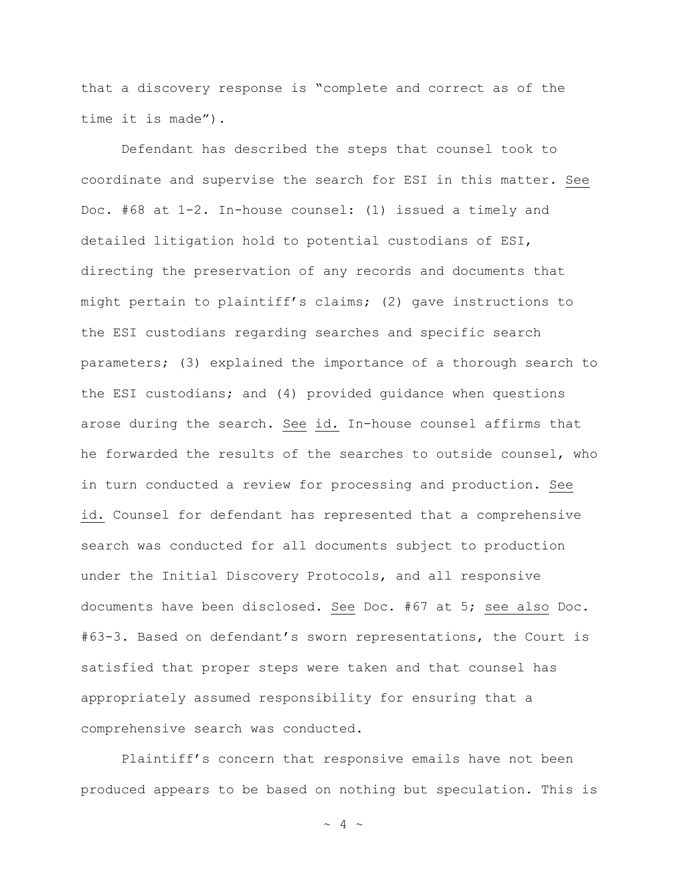that a discovery response is "complete and correct as of the time it is made").

Defendant has described the steps that counsel took to coordinate and supervise the search for ESI in this matter. See Doc. #68 at 1-2. In-house counsel: (1) issued a timely and detailed litigation hold to potential custodians of ESI, directing the preservation of any records and documents that might pertain to plaintiff's claims; (2) gave instructions to the ESI custodians regarding searches and specific search parameters; (3) explained the importance of a thorough search to the ESI custodians; and (4) provided guidance when questions arose during the search. See id. In-house counsel affirms that he forwarded the results of the searches to outside counsel, who in turn conducted a review for processing and production. See id. Counsel for defendant has represented that a comprehensive search was conducted for all documents subject to production under the Initial Discovery Protocols, and all responsive documents have been disclosed. See Doc. #67 at 5; see also Doc. #63-3. Based on defendant's sworn representations, the Court is satisfied that proper steps were taken and that counsel has appropriately assumed responsibility for ensuring that a comprehensive search was conducted.

Plaintiff's concern that responsive emails have not been produced appears to be based on nothing but speculation. This is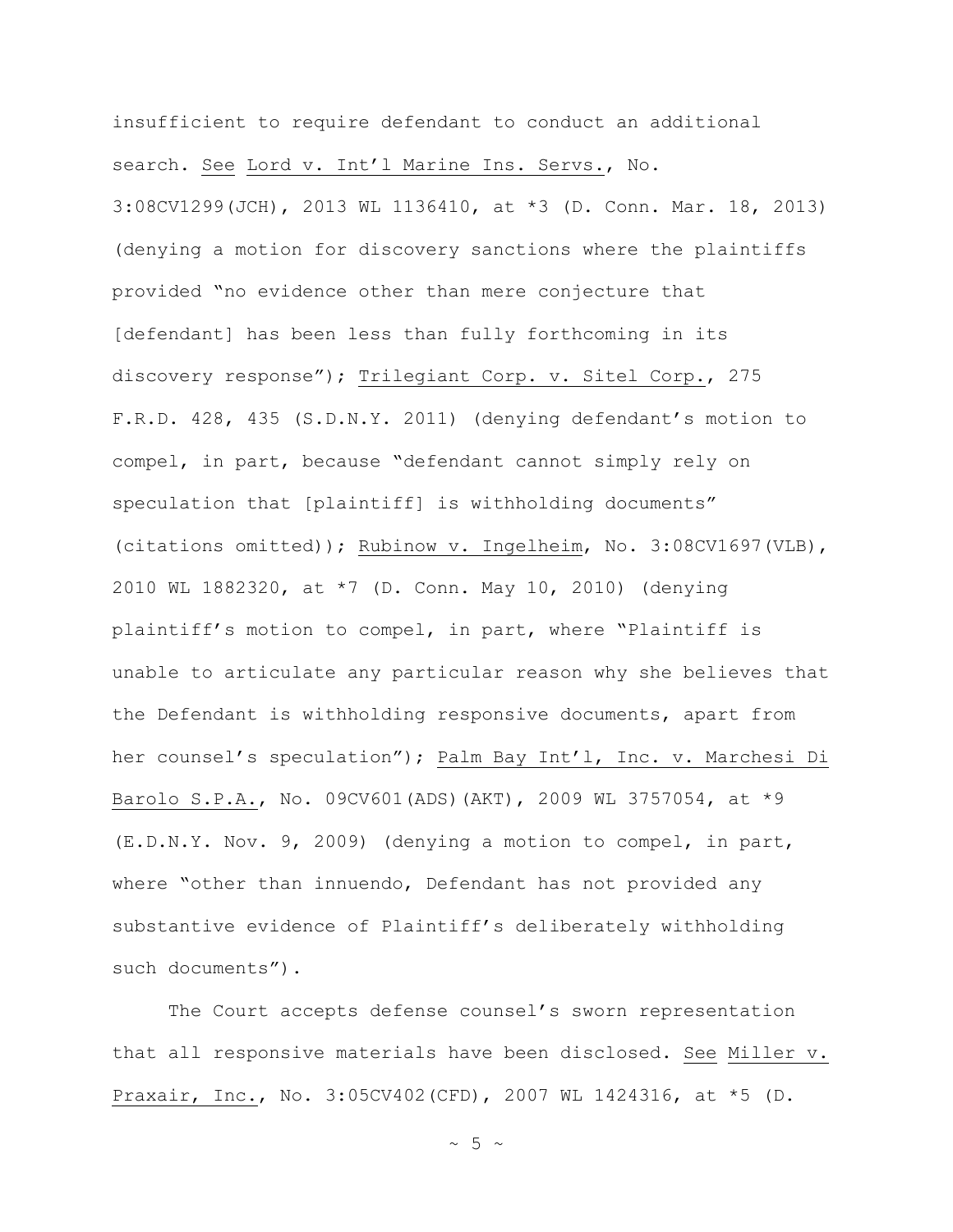insufficient to require defendant to conduct an additional search. See Lord v. Int'l Marine Ins. Servs., No. 3:08CV1299(JCH), 2013 WL 1136410, at *3 (D. Conn. Mar. 18, 2013) (denying a motion for discovery sanctions where the plaintiffs provided "no evidence other than mere conjecture that [defendant] has been less than fully forthcoming in its discovery response"); Trilegiant Corp. v. Sitel Corp., 275 F.R.D. 428, 435 (S.D.N.Y. 2011) (denying defendant's motion to compel, in part, because "defendant cannot simply rely on speculation that [plaintiff] is withholding documents" (citations omitted)); Rubinow v. Ingelheim, No. 3:08CV1697(VLB), 2010 WL 1882320, at *7 (D. Conn. May 10, 2010) (denying plaintiff's motion to compel, in part, where "Plaintiff is unable to articulate any particular reason why she believes that the Defendant is withholding responsive documents, apart from her counsel's speculation"); Palm Bay Int'l, Inc. v. Marchesi Di Barolo S.P.A., No. 09CV601(ADS)(AKT), 2009 WL 3757054, at *9 (E.D.N.Y. Nov. 9, 2009) (denying a motion to compel, in part, where "other than innuendo, Defendant has not provided any substantive evidence of Plaintiff's deliberately withholding such documents").

The Court accepts defense counsel's sworn representation that all responsive materials have been disclosed. See Miller v. Praxair, Inc., No. 3:05CV402(CFD), 2007 WL 1424316, at *5 (D.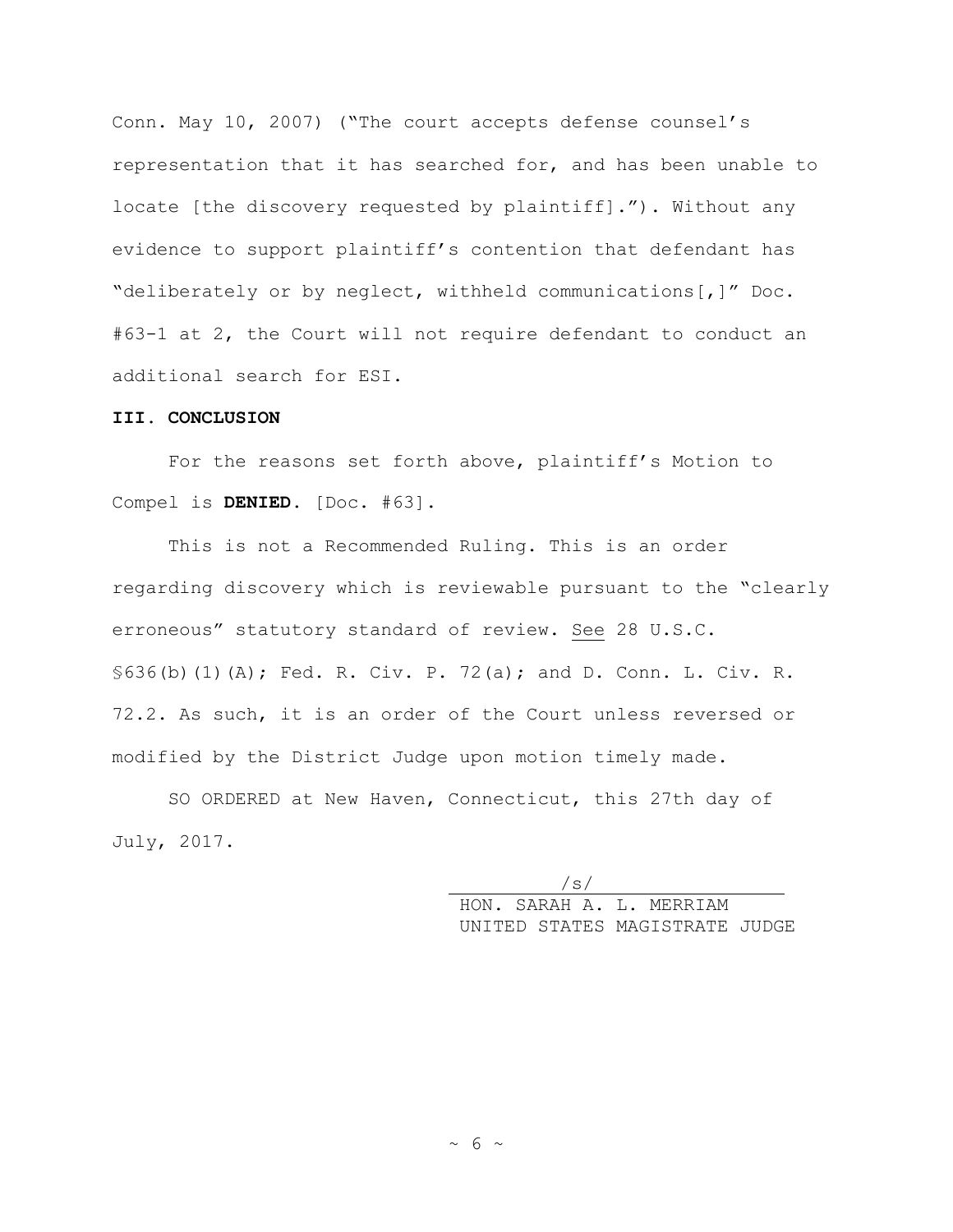Conn. May 10, 2007) ("The court accepts defense counsel's representation that it has searched for, and has been unable to locate [the discovery requested by plaintiff]."). Without any evidence to support plaintiff's contention that defendant has "deliberately or by neglect, withheld communications[,]" Doc. #63-1 at 2, the Court will not require defendant to conduct an additional search for ESI.

**III. CONCLUSION**

For the reasons set forth above, plaintiff's Motion to Compel is **DENIED**. [Doc. #63].

This is not a Recommended Ruling. This is an order regarding discovery which is reviewable pursuant to the "clearly erroneous" statutory standard of review. See 28 U.S.C. §636(b)(1)(A); Fed. R. Civ. P. 72(a); and D. Conn. L. Civ. R. 72.2. As such, it is an order of the Court unless reversed or modified by the District Judge upon motion timely made.

SO ORDERED at New Haven, Connecticut, this 27th day of July, 2017.

/s/

HON. SARAH A. L. MERRIAM
UNITED STATES MAGISTRATE JUDGE